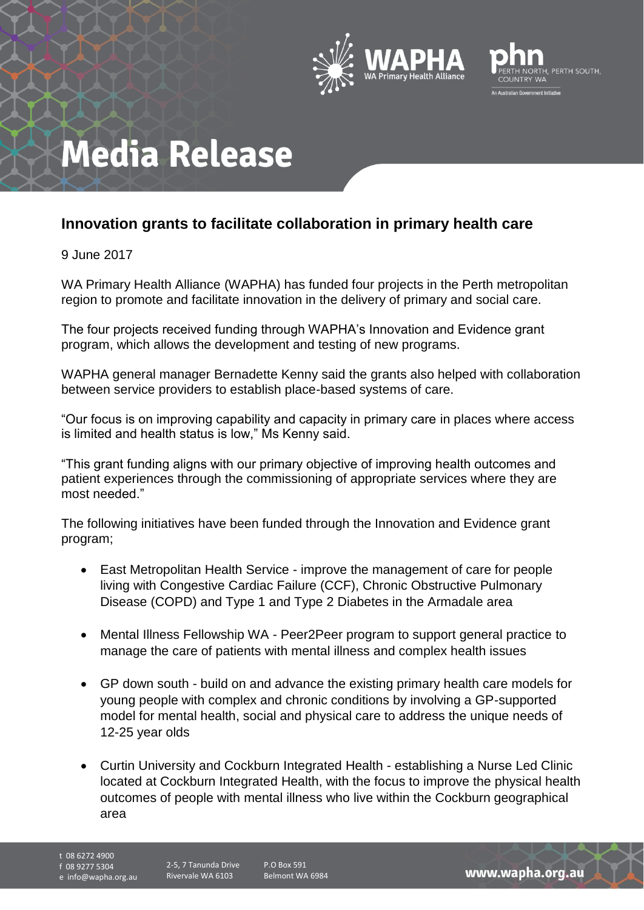# Media Release

## Innovation grants to facilitate collaboration in primary health care

9 June 2017

WA Primary Health Alliance (WAPHA) has funded four projects in the Perth metropolitan region to promote and facilitate innovation in the delivery of primary and social care.

The four projects received funding through WAPHA's Innovation and Evidence grant program, which allows the development and testing of new programs.

WAPHA general manager Bernadette Kenny said the grants also helped with collaboration between service providers to establish place-based systems of care.

"Our focus is on improving capability and capacity in primary care in places where access is limited and health status is low," Ms Kenny said.

"This grant funding aligns with our primary objective of improving health outcomes and patient experiences through the commissioning of appropriate services where they are most needed."

The following initiatives have been funded through the Innovation and Evidence grant program;

- East Metropolitan Health Service - improve the management of care for people living with Congestive Cardiac Failure (CCF), Chronic Obstructive Pulmonary Disease (COPD) and Type 1 and Type 2 Diabetes in the Armadale area
- Mental Illness Fellowship WA - Peer2Peer program to support general practice to manage the care of patients with mental illness and complex health issues
- GP down south - build on and advance the existing primary health care models for young people with complex and chronic conditions by involving a GP-supported model for mental health, social and physical care to address the unique needs of 12-25 year olds
- Curtin University and Cockburn Integrated Health - establishing a Nurse Led Clinic located at Cockburn Integrated Health, with the focus to improve the physical health outcomes of people with mental illness who live within the Cockburn geographical area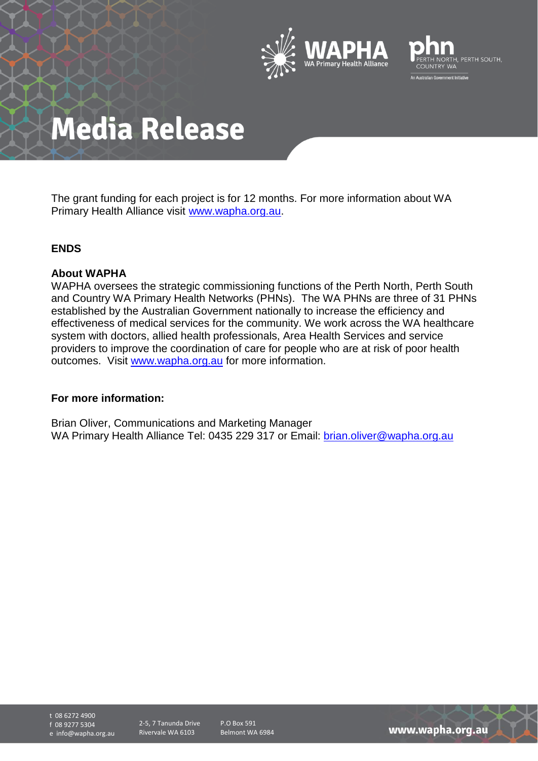The grant funding for each project is for 12 months. For more information about WA Primary Health Alliance visit www.wapha.org.au.

**ENDS**

**About WAPHA**

WAPHA oversees the strategic commissioning functions of the Perth North, Perth South and Country WA Primary Health Networks (PHNs). The WA PHNs are three of 31 PHNs established by the Australian Government nationally to increase the efficiency and effectiveness of medical services for the community. We work across the WA healthcare system with doctors, allied health professionals, Area Health Services and service providers to improve the coordination of care for people who are at risk of poor health outcomes. Visit www.wapha.org.au for more information.

**For more information:**

Brian Oliver, Communications and Marketing Manager
WA Primary Health Alliance Tel: 0435 229 317 or Email: brian.oliver@wapha.org.au